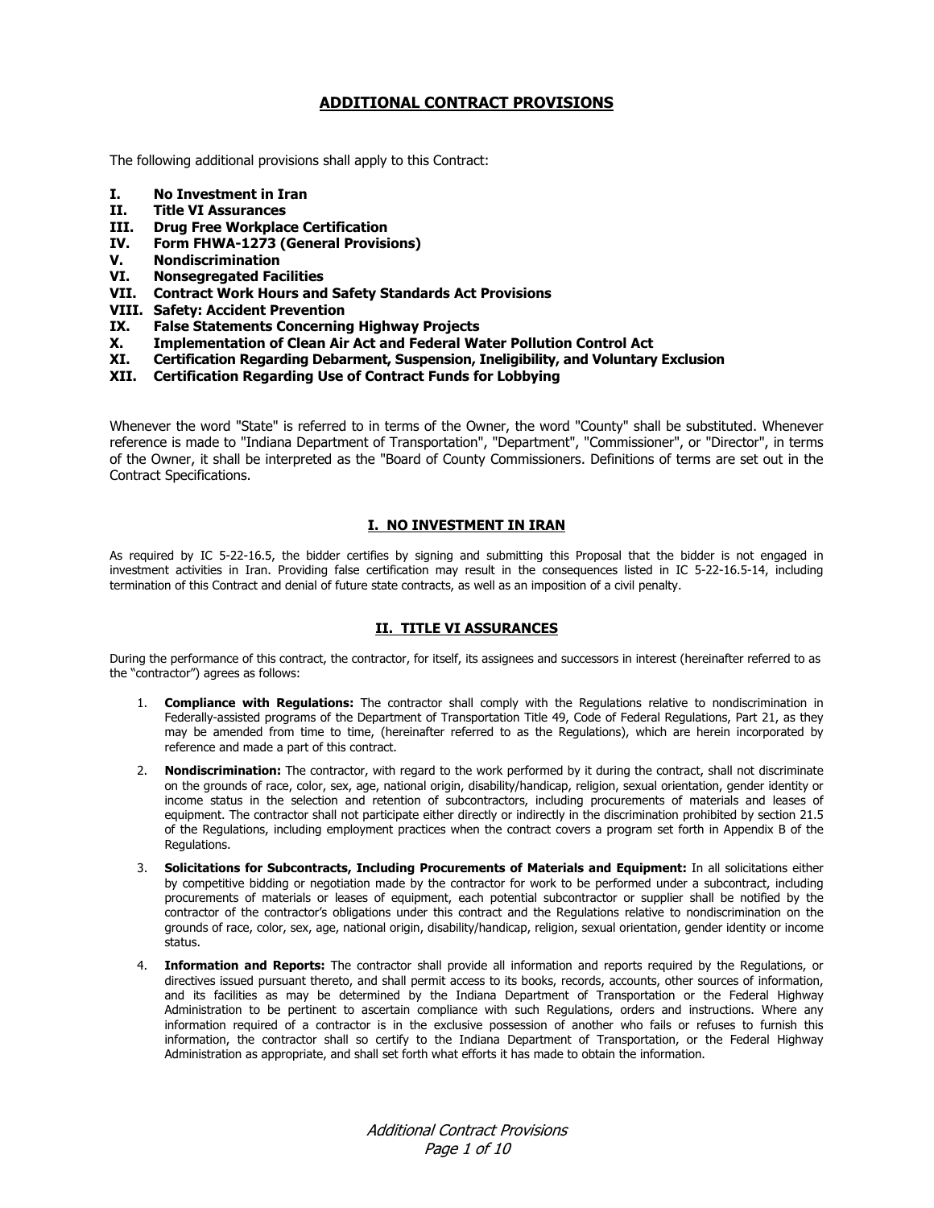# ADDITIONAL CONTRACT PROVISIONS

The following additional provisions shall apply to this Contract:

**I. No Investment in Iran**
**II. Title VI Assurances**
**III. Drug Free Workplace Certification**
**IV. Form FHWA-1273 (General Provisions)**
**V. Nondiscrimination**
**VI. Nonsegregated Facilities**
**VII. Contract Work Hours and Safety Standards Act Provisions**
**VIII. Safety: Accident Prevention**
**IX. False Statements Concerning Highway Projects**
**X. Implementation of Clean Air Act and Federal Water Pollution Control Act**
**XI. Certification Regarding Debarment, Suspension, Ineligibility, and Voluntary Exclusion**
**XII. Certification Regarding Use of Contract Funds for Lobbying**

Whenever the word "State" is referred to in terms of the Owner, the word "County" shall be substituted. Whenever reference is made to "Indiana Department of Transportation", "Department", "Commissioner", or "Director", in terms of the Owner, it shall be interpreted as the "Board of County Commissioners. Definitions of terms are set out in the Contract Specifications.

## I. NO INVESTMENT IN IRAN

As required by IC 5-22-16.5, the bidder certifies by signing and submitting this Proposal that the bidder is not engaged in investment activities in Iran. Providing false certification may result in the consequences listed in IC 5-22-16.5-14, including termination of this Contract and denial of future state contracts, as well as an imposition of a civil penalty.

## II. TITLE VI ASSURANCES

During the performance of this contract, the contractor, for itself, its assignees and successors in interest (hereinafter referred to as the "contractor") agrees as follows:

1. **Compliance with Regulations:** The contractor shall comply with the Regulations relative to nondiscrimination in Federally-assisted programs of the Department of Transportation Title 49, Code of Federal Regulations, Part 21, as they may be amended from time to time, (hereinafter referred to as the Regulations), which are herein incorporated by reference and made a part of this contract.

2. **Nondiscrimination:** The contractor, with regard to the work performed by it during the contract, shall not discriminate on the grounds of race, color, sex, age, national origin, disability/handicap, religion, sexual orientation, gender identity or income status in the selection and retention of subcontractors, including procurements of materials and leases of equipment. The contractor shall not participate either directly or indirectly in the discrimination prohibited by section 21.5 of the Regulations, including employment practices when the contract covers a program set forth in Appendix B of the Regulations.

3. **Solicitations for Subcontracts, Including Procurements of Materials and Equipment:** In all solicitations either by competitive bidding or negotiation made by the contractor for work to be performed under a subcontract, including procurements of materials or leases of equipment, each potential subcontractor or supplier shall be notified by the contractor of the contractor's obligations under this contract and the Regulations relative to nondiscrimination on the grounds of race, color, sex, age, national origin, disability/handicap, religion, sexual orientation, gender identity or income status.

4. **Information and Reports:** The contractor shall provide all information and reports required by the Regulations, or directives issued pursuant thereto, and shall permit access to its books, records, accounts, other sources of information, and its facilities as may be determined by the Indiana Department of Transportation or the Federal Highway Administration to be pertinent to ascertain compliance with such Regulations, orders and instructions. Where any information required of a contractor is in the exclusive possession of another who fails or refuses to furnish this information, the contractor shall so certify to the Indiana Department of Transportation, or the Federal Highway Administration as appropriate, and shall set forth what efforts it has made to obtain the information.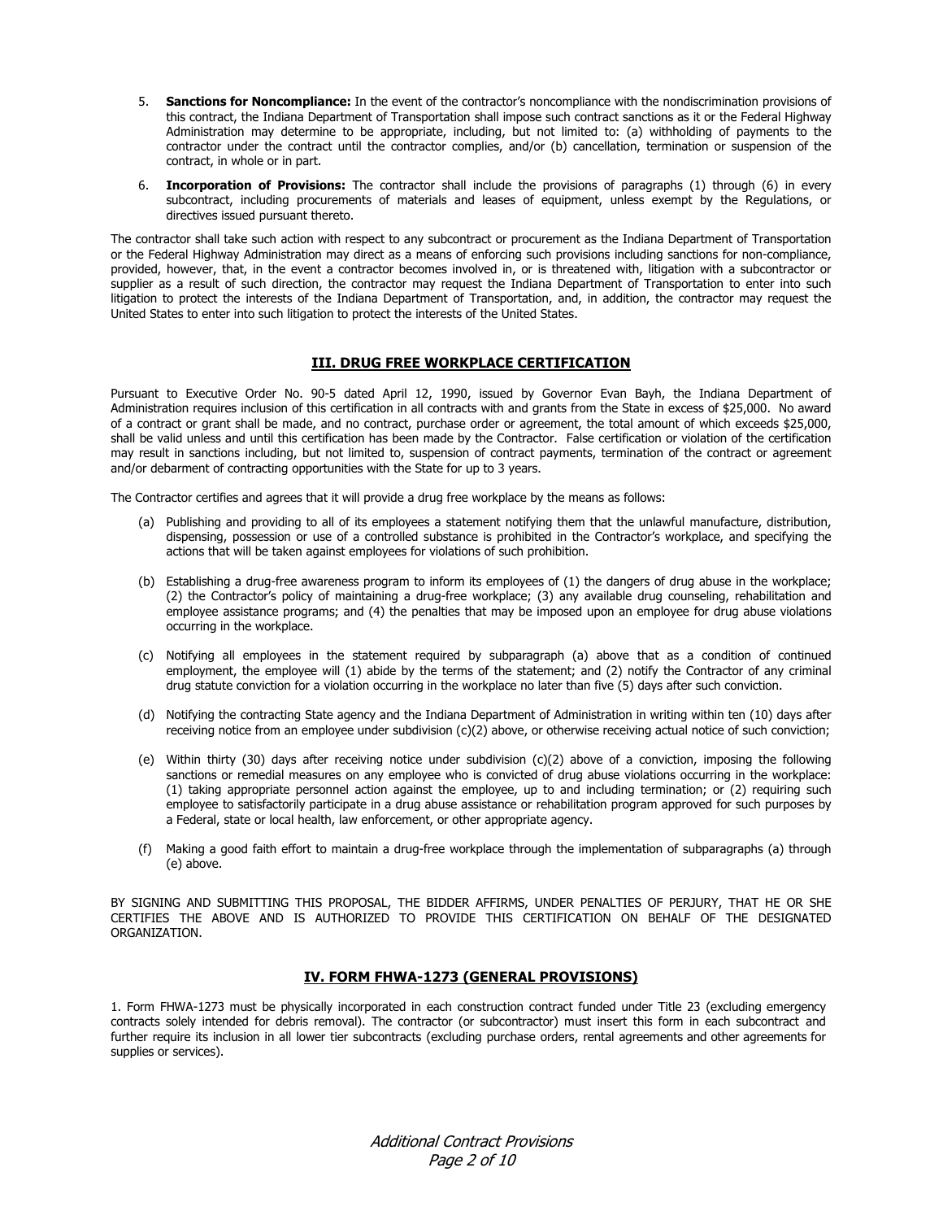5. **Sanctions for Noncompliance:** In the event of the contractor's noncompliance with the nondiscrimination provisions of this contract, the Indiana Department of Transportation shall impose such contract sanctions as it or the Federal Highway Administration may determine to be appropriate, including, but not limited to: (a) withholding of payments to the contractor under the contract until the contractor complies, and/or (b) cancellation, termination or suspension of the contract, in whole or in part.

6. **Incorporation of Provisions:** The contractor shall include the provisions of paragraphs (1) through (6) in every subcontract, including procurements of materials and leases of equipment, unless exempt by the Regulations, or directives issued pursuant thereto.

The contractor shall take such action with respect to any subcontract or procurement as the Indiana Department of Transportation or the Federal Highway Administration may direct as a means of enforcing such provisions including sanctions for non-compliance, provided, however, that, in the event a contractor becomes involved in, or is threatened with, litigation with a subcontractor or supplier as a result of such direction, the contractor may request the Indiana Department of Transportation to enter into such litigation to protect the interests of the Indiana Department of Transportation, and, in addition, the contractor may request the United States to enter into such litigation to protect the interests of the United States.

## III. DRUG FREE WORKPLACE CERTIFICATION

Pursuant to Executive Order No. 90-5 dated April 12, 1990, issued by Governor Evan Bayh, the Indiana Department of Administration requires inclusion of this certification in all contracts with and grants from the State in excess of $25,000. No award of a contract or grant shall be made, and no contract, purchase order or agreement, the total amount of which exceeds $25,000, shall be valid unless and until this certification has been made by the Contractor. False certification or violation of the certification may result in sanctions including, but not limited to, suspension of contract payments, termination of the contract or agreement and/or debarment of contracting opportunities with the State for up to 3 years.

The Contractor certifies and agrees that it will provide a drug free workplace by the means as follows:

(a) Publishing and providing to all of its employees a statement notifying them that the unlawful manufacture, distribution, dispensing, possession or use of a controlled substance is prohibited in the Contractor's workplace, and specifying the actions that will be taken against employees for violations of such prohibition.

(b) Establishing a drug-free awareness program to inform its employees of (1) the dangers of drug abuse in the workplace; (2) the Contractor's policy of maintaining a drug-free workplace; (3) any available drug counseling, rehabilitation and employee assistance programs; and (4) the penalties that may be imposed upon an employee for drug abuse violations occurring in the workplace.

(c) Notifying all employees in the statement required by subparagraph (a) above that as a condition of continued employment, the employee will (1) abide by the terms of the statement; and (2) notify the Contractor of any criminal drug statute conviction for a violation occurring in the workplace no later than five (5) days after such conviction.

(d) Notifying the contracting State agency and the Indiana Department of Administration in writing within ten (10) days after receiving notice from an employee under subdivision (c)(2) above, or otherwise receiving actual notice of such conviction;

(e) Within thirty (30) days after receiving notice under subdivision (c)(2) above of a conviction, imposing the following sanctions or remedial measures on any employee who is convicted of drug abuse violations occurring in the workplace: (1) taking appropriate personnel action against the employee, up to and including termination; or (2) requiring such employee to satisfactorily participate in a drug abuse assistance or rehabilitation program approved for such purposes by a Federal, state or local health, law enforcement, or other appropriate agency.

(f) Making a good faith effort to maintain a drug-free workplace through the implementation of subparagraphs (a) through (e) above.

BY SIGNING AND SUBMITTING THIS PROPOSAL, THE BIDDER AFFIRMS, UNDER PENALTIES OF PERJURY, THAT HE OR SHE CERTIFIES THE ABOVE AND IS AUTHORIZED TO PROVIDE THIS CERTIFICATION ON BEHALF OF THE DESIGNATED ORGANIZATION.

## IV. FORM FHWA-1273 (GENERAL PROVISIONS)

1. Form FHWA-1273 must be physically incorporated in each construction contract funded under Title 23 (excluding emergency contracts solely intended for debris removal). The contractor (or subcontractor) must insert this form in each subcontract and further require its inclusion in all lower tier subcontracts (excluding purchase orders, rental agreements and other agreements for supplies or services).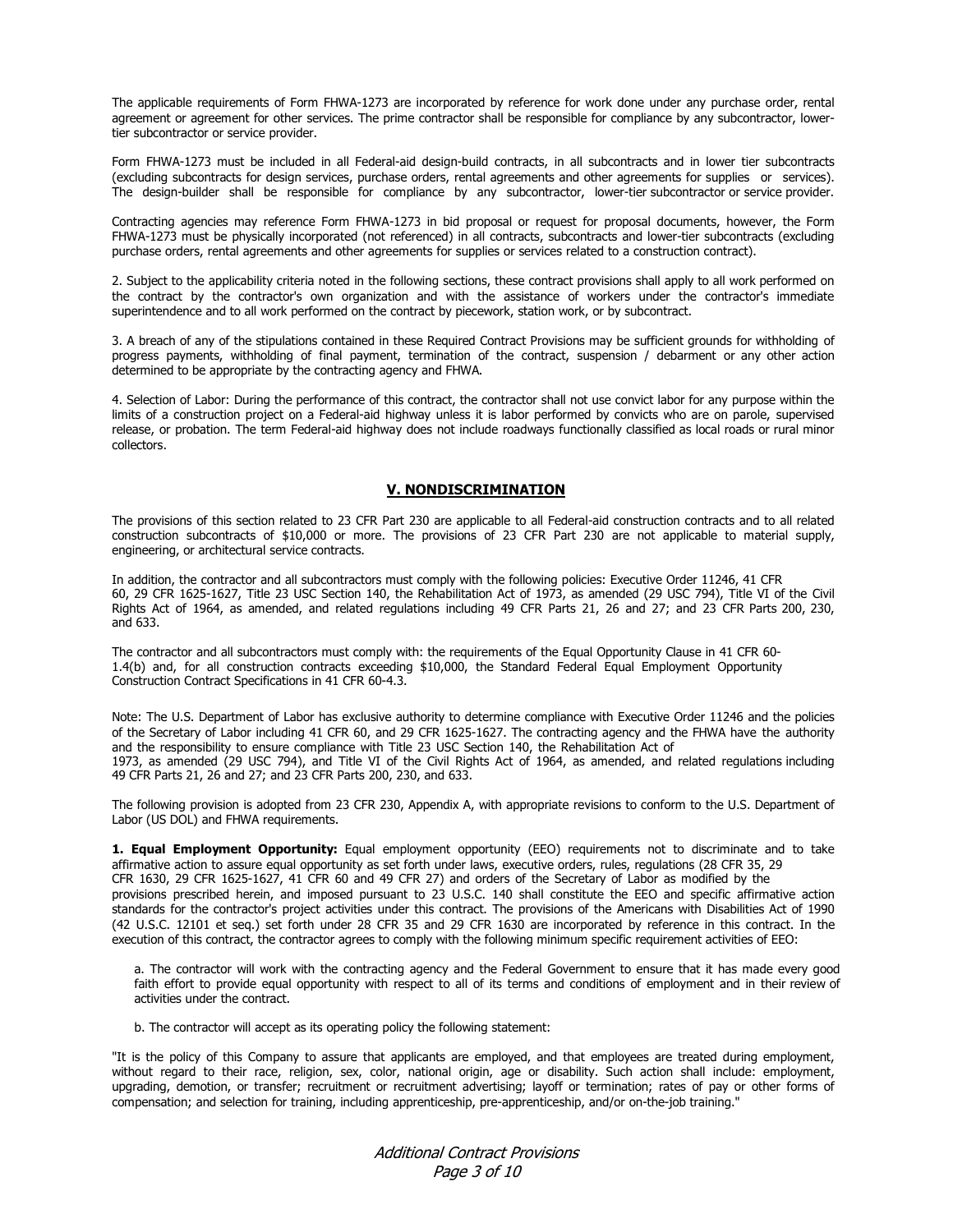The applicable requirements of Form FHWA-1273 are incorporated by reference for work done under any purchase order, rental agreement or agreement for other services. The prime contractor shall be responsible for compliance by any subcontractor, lower-tier subcontractor or service provider.

Form FHWA-1273 must be included in all Federal-aid design-build contracts, in all subcontracts and in lower tier subcontracts (excluding subcontracts for design services, purchase orders, rental agreements and other agreements for supplies or services). The design-builder shall be responsible for compliance by any subcontractor, lower-tier subcontractor or service provider.

Contracting agencies may reference Form FHWA-1273 in bid proposal or request for proposal documents, however, the Form FHWA-1273 must be physically incorporated (not referenced) in all contracts, subcontracts and lower-tier subcontracts (excluding purchase orders, rental agreements and other agreements for supplies or services related to a construction contract).

2. Subject to the applicability criteria noted in the following sections, these contract provisions shall apply to all work performed on the contract by the contractor's own organization and with the assistance of workers under the contractor's immediate superintendence and to all work performed on the contract by piecework, station work, or by subcontract.

3. A breach of any of the stipulations contained in these Required Contract Provisions may be sufficient grounds for withholding of progress payments, withholding of final payment, termination of the contract, suspension / debarment or any other action determined to be appropriate by the contracting agency and FHWA.

4. Selection of Labor: During the performance of this contract, the contractor shall not use convict labor for any purpose within the limits of a construction project on a Federal-aid highway unless it is labor performed by convicts who are on parole, supervised release, or probation. The term Federal-aid highway does not include roadways functionally classified as local roads or rural minor collectors.

## V. NONDISCRIMINATION

The provisions of this section related to 23 CFR Part 230 are applicable to all Federal-aid construction contracts and to all related construction subcontracts of $10,000 or more. The provisions of 23 CFR Part 230 are not applicable to material supply, engineering, or architectural service contracts.

In addition, the contractor and all subcontractors must comply with the following policies: Executive Order 11246, 41 CFR 60, 29 CFR 1625-1627, Title 23 USC Section 140, the Rehabilitation Act of 1973, as amended (29 USC 794), Title VI of the Civil Rights Act of 1964, as amended, and related regulations including 49 CFR Parts 21, 26 and 27; and 23 CFR Parts 200, 230, and 633.

The contractor and all subcontractors must comply with: the requirements of the Equal Opportunity Clause in 41 CFR 60-1.4(b) and, for all construction contracts exceeding $10,000, the Standard Federal Equal Employment Opportunity Construction Contract Specifications in 41 CFR 60-4.3.

Note: The U.S. Department of Labor has exclusive authority to determine compliance with Executive Order 11246 and the policies of the Secretary of Labor including 41 CFR 60, and 29 CFR 1625-1627. The contracting agency and the FHWA have the authority and the responsibility to ensure compliance with Title 23 USC Section 140, the Rehabilitation Act of 1973, as amended (29 USC 794), and Title VI of the Civil Rights Act of 1964, as amended, and related regulations including 49 CFR Parts 21, 26 and 27; and 23 CFR Parts 200, 230, and 633.

The following provision is adopted from 23 CFR 230, Appendix A, with appropriate revisions to conform to the U.S. Department of Labor (US DOL) and FHWA requirements.

**1. Equal Employment Opportunity:** Equal employment opportunity (EEO) requirements not to discriminate and to take affirmative action to assure equal opportunity as set forth under laws, executive orders, rules, regulations (28 CFR 35, 29 CFR 1630, 29 CFR 1625-1627, 41 CFR 60 and 49 CFR 27) and orders of the Secretary of Labor as modified by the provisions prescribed herein, and imposed pursuant to 23 U.S.C. 140 shall constitute the EEO and specific affirmative action standards for the contractor's project activities under this contract. The provisions of the Americans with Disabilities Act of 1990 (42 U.S.C. 12101 et seq.) set forth under 28 CFR 35 and 29 CFR 1630 are incorporated by reference in this contract. In the execution of this contract, the contractor agrees to comply with the following minimum specific requirement activities of EEO:

a. The contractor will work with the contracting agency and the Federal Government to ensure that it has made every good faith effort to provide equal opportunity with respect to all of its terms and conditions of employment and in their review of activities under the contract.

b. The contractor will accept as its operating policy the following statement:

"It is the policy of this Company to assure that applicants are employed, and that employees are treated during employment, without regard to their race, religion, sex, color, national origin, age or disability. Such action shall include: employment, upgrading, demotion, or transfer; recruitment or recruitment advertising; layoff or termination; rates of pay or other forms of compensation; and selection for training, including apprenticeship, pre-apprenticeship, and/or on-the-job training."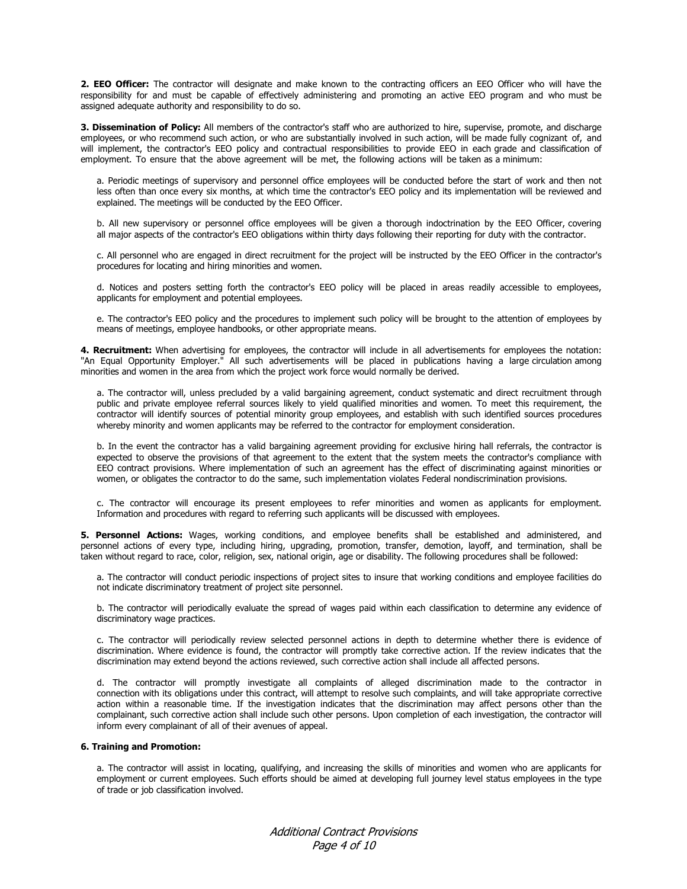**2. EEO Officer:** The contractor will designate and make known to the contracting officers an EEO Officer who will have the responsibility for and must be capable of effectively administering and promoting an active EEO program and who must be assigned adequate authority and responsibility to do so.

**3. Dissemination of Policy:** All members of the contractor's staff who are authorized to hire, supervise, promote, and discharge employees, or who recommend such action, or who are substantially involved in such action, will be made fully cognizant of, and will implement, the contractor's EEO policy and contractual responsibilities to provide EEO in each grade and classification of employment. To ensure that the above agreement will be met, the following actions will be taken as a minimum:

a. Periodic meetings of supervisory and personnel office employees will be conducted before the start of work and then not less often than once every six months, at which time the contractor's EEO policy and its implementation will be reviewed and explained. The meetings will be conducted by the EEO Officer.

b. All new supervisory or personnel office employees will be given a thorough indoctrination by the EEO Officer, covering all major aspects of the contractor's EEO obligations within thirty days following their reporting for duty with the contractor.

c. All personnel who are engaged in direct recruitment for the project will be instructed by the EEO Officer in the contractor's procedures for locating and hiring minorities and women.

d. Notices and posters setting forth the contractor's EEO policy will be placed in areas readily accessible to employees, applicants for employment and potential employees.

e. The contractor's EEO policy and the procedures to implement such policy will be brought to the attention of employees by means of meetings, employee handbooks, or other appropriate means.

**4. Recruitment:** When advertising for employees, the contractor will include in all advertisements for employees the notation: "An Equal Opportunity Employer." All such advertisements will be placed in publications having a large circulation among minorities and women in the area from which the project work force would normally be derived.

a. The contractor will, unless precluded by a valid bargaining agreement, conduct systematic and direct recruitment through public and private employee referral sources likely to yield qualified minorities and women. To meet this requirement, the contractor will identify sources of potential minority group employees, and establish with such identified sources procedures whereby minority and women applicants may be referred to the contractor for employment consideration.

b. In the event the contractor has a valid bargaining agreement providing for exclusive hiring hall referrals, the contractor is expected to observe the provisions of that agreement to the extent that the system meets the contractor's compliance with EEO contract provisions. Where implementation of such an agreement has the effect of discriminating against minorities or women, or obligates the contractor to do the same, such implementation violates Federal nondiscrimination provisions.

c. The contractor will encourage its present employees to refer minorities and women as applicants for employment. Information and procedures with regard to referring such applicants will be discussed with employees.

**5. Personnel Actions:** Wages, working conditions, and employee benefits shall be established and administered, and personnel actions of every type, including hiring, upgrading, promotion, transfer, demotion, layoff, and termination, shall be taken without regard to race, color, religion, sex, national origin, age or disability. The following procedures shall be followed:

a. The contractor will conduct periodic inspections of project sites to insure that working conditions and employee facilities do not indicate discriminatory treatment of project site personnel.

b. The contractor will periodically evaluate the spread of wages paid within each classification to determine any evidence of discriminatory wage practices.

c. The contractor will periodically review selected personnel actions in depth to determine whether there is evidence of discrimination. Where evidence is found, the contractor will promptly take corrective action. If the review indicates that the discrimination may extend beyond the actions reviewed, such corrective action shall include all affected persons.

d. The contractor will promptly investigate all complaints of alleged discrimination made to the contractor in connection with its obligations under this contract, will attempt to resolve such complaints, and will take appropriate corrective action within a reasonable time. If the investigation indicates that the discrimination may affect persons other than the complainant, such corrective action shall include such other persons. Upon completion of each investigation, the contractor will inform every complainant of all of their avenues of appeal.

**6. Training and Promotion:**

a. The contractor will assist in locating, qualifying, and increasing the skills of minorities and women who are applicants for employment or current employees. Such efforts should be aimed at developing full journey level status employees in the type of trade or job classification involved.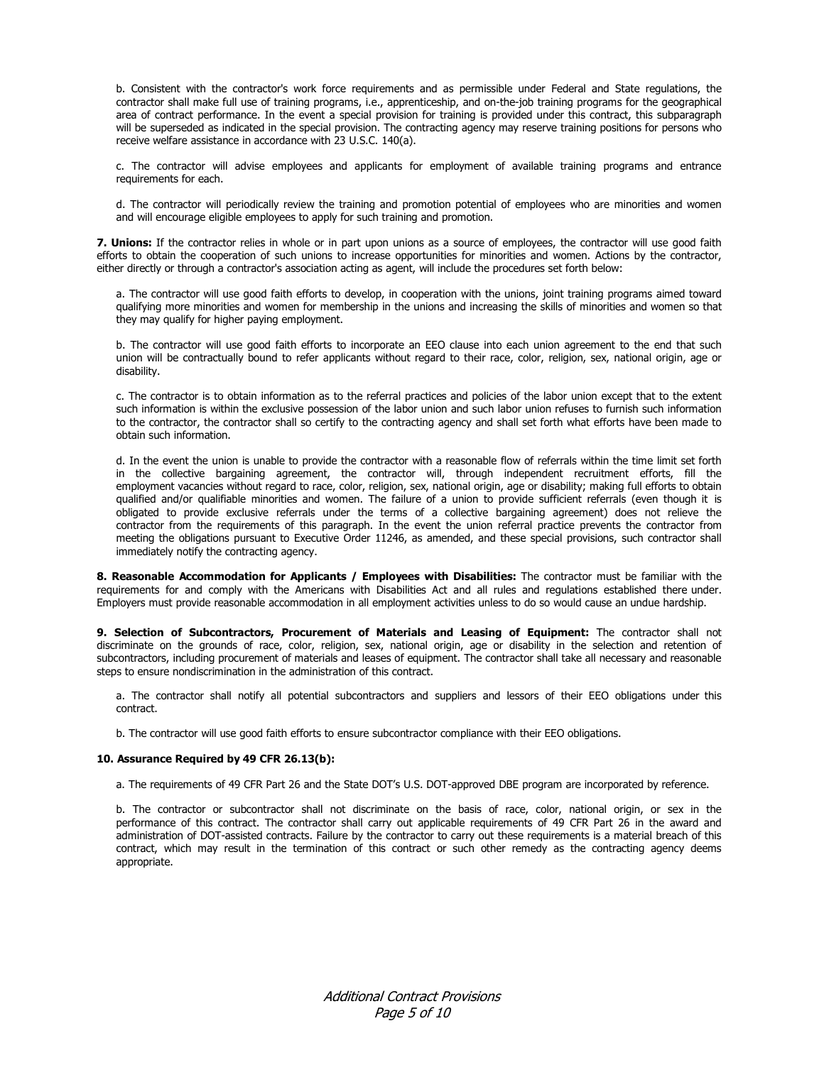b. Consistent with the contractor's work force requirements and as permissible under Federal and State regulations, the contractor shall make full use of training programs, i.e., apprenticeship, and on-the-job training programs for the geographical area of contract performance. In the event a special provision for training is provided under this contract, this subparagraph will be superseded as indicated in the special provision. The contracting agency may reserve training positions for persons who receive welfare assistance in accordance with 23 U.S.C. 140(a).

c. The contractor will advise employees and applicants for employment of available training programs and entrance requirements for each.

d. The contractor will periodically review the training and promotion potential of employees who are minorities and women and will encourage eligible employees to apply for such training and promotion.

**7. Unions:** If the contractor relies in whole or in part upon unions as a source of employees, the contractor will use good faith efforts to obtain the cooperation of such unions to increase opportunities for minorities and women. Actions by the contractor, either directly or through a contractor's association acting as agent, will include the procedures set forth below:

a. The contractor will use good faith efforts to develop, in cooperation with the unions, joint training programs aimed toward qualifying more minorities and women for membership in the unions and increasing the skills of minorities and women so that they may qualify for higher paying employment.

b. The contractor will use good faith efforts to incorporate an EEO clause into each union agreement to the end that such union will be contractually bound to refer applicants without regard to their race, color, religion, sex, national origin, age or disability.

c. The contractor is to obtain information as to the referral practices and policies of the labor union except that to the extent such information is within the exclusive possession of the labor union and such labor union refuses to furnish such information to the contractor, the contractor shall so certify to the contracting agency and shall set forth what efforts have been made to obtain such information.

d. In the event the union is unable to provide the contractor with a reasonable flow of referrals within the time limit set forth in the collective bargaining agreement, the contractor will, through independent recruitment efforts, fill the employment vacancies without regard to race, color, religion, sex, national origin, age or disability; making full efforts to obtain qualified and/or qualifiable minorities and women. The failure of a union to provide sufficient referrals (even though it is obligated to provide exclusive referrals under the terms of a collective bargaining agreement) does not relieve the contractor from the requirements of this paragraph. In the event the union referral practice prevents the contractor from meeting the obligations pursuant to Executive Order 11246, as amended, and these special provisions, such contractor shall immediately notify the contracting agency.

**8. Reasonable Accommodation for Applicants / Employees with Disabilities:** The contractor must be familiar with the requirements for and comply with the Americans with Disabilities Act and all rules and regulations established there under. Employers must provide reasonable accommodation in all employment activities unless to do so would cause an undue hardship.

**9. Selection of Subcontractors, Procurement of Materials and Leasing of Equipment:** The contractor shall not discriminate on the grounds of race, color, religion, sex, national origin, age or disability in the selection and retention of subcontractors, including procurement of materials and leases of equipment. The contractor shall take all necessary and reasonable steps to ensure nondiscrimination in the administration of this contract.

a. The contractor shall notify all potential subcontractors and suppliers and lessors of their EEO obligations under this contract.

b. The contractor will use good faith efforts to ensure subcontractor compliance with their EEO obligations.

**10. Assurance Required by 49 CFR 26.13(b):**

a. The requirements of 49 CFR Part 26 and the State DOT's U.S. DOT-approved DBE program are incorporated by reference.

b. The contractor or subcontractor shall not discriminate on the basis of race, color, national origin, or sex in the performance of this contract. The contractor shall carry out applicable requirements of 49 CFR Part 26 in the award and administration of DOT-assisted contracts. Failure by the contractor to carry out these requirements is a material breach of this contract, which may result in the termination of this contract or such other remedy as the contracting agency deems appropriate.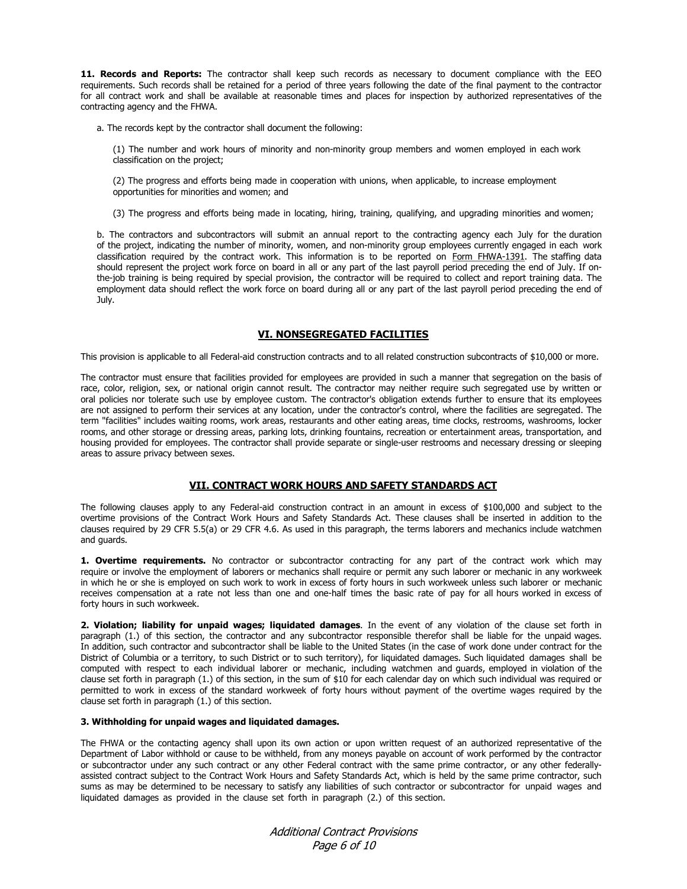**11. Records and Reports:** The contractor shall keep such records as necessary to document compliance with the EEO requirements. Such records shall be retained for a period of three years following the date of the final payment to the contractor for all contract work and shall be available at reasonable times and places for inspection by authorized representatives of the contracting agency and the FHWA.

a. The records kept by the contractor shall document the following:

(1) The number and work hours of minority and non-minority group members and women employed in each work classification on the project;

(2) The progress and efforts being made in cooperation with unions, when applicable, to increase employment opportunities for minorities and women; and

(3) The progress and efforts being made in locating, hiring, training, qualifying, and upgrading minorities and women;

b. The contractors and subcontractors will submit an annual report to the contracting agency each July for the duration of the project, indicating the number of minority, women, and non-minority group employees currently engaged in each work classification required by the contract work. This information is to be reported on Form FHWA-1391. The staffing data should represent the project work force on board in all or any part of the last payroll period preceding the end of July. If on-the-job training is being required by special provision, the contractor will be required to collect and report training data. The employment data should reflect the work force on board during all or any part of the last payroll period preceding the end of July.

## VI. NONSEGREGATED FACILITIES

This provision is applicable to all Federal-aid construction contracts and to all related construction subcontracts of $10,000 or more.

The contractor must ensure that facilities provided for employees are provided in such a manner that segregation on the basis of race, color, religion, sex, or national origin cannot result. The contractor may neither require such segregated use by written or oral policies nor tolerate such use by employee custom. The contractor's obligation extends further to ensure that its employees are not assigned to perform their services at any location, under the contractor's control, where the facilities are segregated. The term "facilities" includes waiting rooms, work areas, restaurants and other eating areas, time clocks, restrooms, washrooms, locker rooms, and other storage or dressing areas, parking lots, drinking fountains, recreation or entertainment areas, transportation, and housing provided for employees. The contractor shall provide separate or single-user restrooms and necessary dressing or sleeping areas to assure privacy between sexes.

## VII. CONTRACT WORK HOURS AND SAFETY STANDARDS ACT

The following clauses apply to any Federal-aid construction contract in an amount in excess of $100,000 and subject to the overtime provisions of the Contract Work Hours and Safety Standards Act. These clauses shall be inserted in addition to the clauses required by 29 CFR 5.5(a) or 29 CFR 4.6. As used in this paragraph, the terms laborers and mechanics include watchmen and guards.

**1. Overtime requirements.** No contractor or subcontractor contracting for any part of the contract work which may require or involve the employment of laborers or mechanics shall require or permit any such laborer or mechanic in any workweek in which he or she is employed on such work to work in excess of forty hours in such workweek unless such laborer or mechanic receives compensation at a rate not less than one and one-half times the basic rate of pay for all hours worked in excess of forty hours in such workweek.

**2. Violation; liability for unpaid wages; liquidated damages**. In the event of any violation of the clause set forth in paragraph (1.) of this section, the contractor and any subcontractor responsible therefor shall be liable for the unpaid wages. In addition, such contractor and subcontractor shall be liable to the United States (in the case of work done under contract for the District of Columbia or a territory, to such District or to such territory), for liquidated damages. Such liquidated damages shall be computed with respect to each individual laborer or mechanic, including watchmen and guards, employed in violation of the clause set forth in paragraph (1.) of this section, in the sum of $10 for each calendar day on which such individual was required or permitted to work in excess of the standard workweek of forty hours without payment of the overtime wages required by the clause set forth in paragraph (1.) of this section.

**3. Withholding for unpaid wages and liquidated damages.**

The FHWA or the contacting agency shall upon its own action or upon written request of an authorized representative of the Department of Labor withhold or cause to be withheld, from any moneys payable on account of work performed by the contractor or subcontractor under any such contract or any other Federal contract with the same prime contractor, or any other federally-assisted contract subject to the Contract Work Hours and Safety Standards Act, which is held by the same prime contractor, such sums as may be determined to be necessary to satisfy any liabilities of such contractor or subcontractor for unpaid wages and liquidated damages as provided in the clause set forth in paragraph (2.) of this section.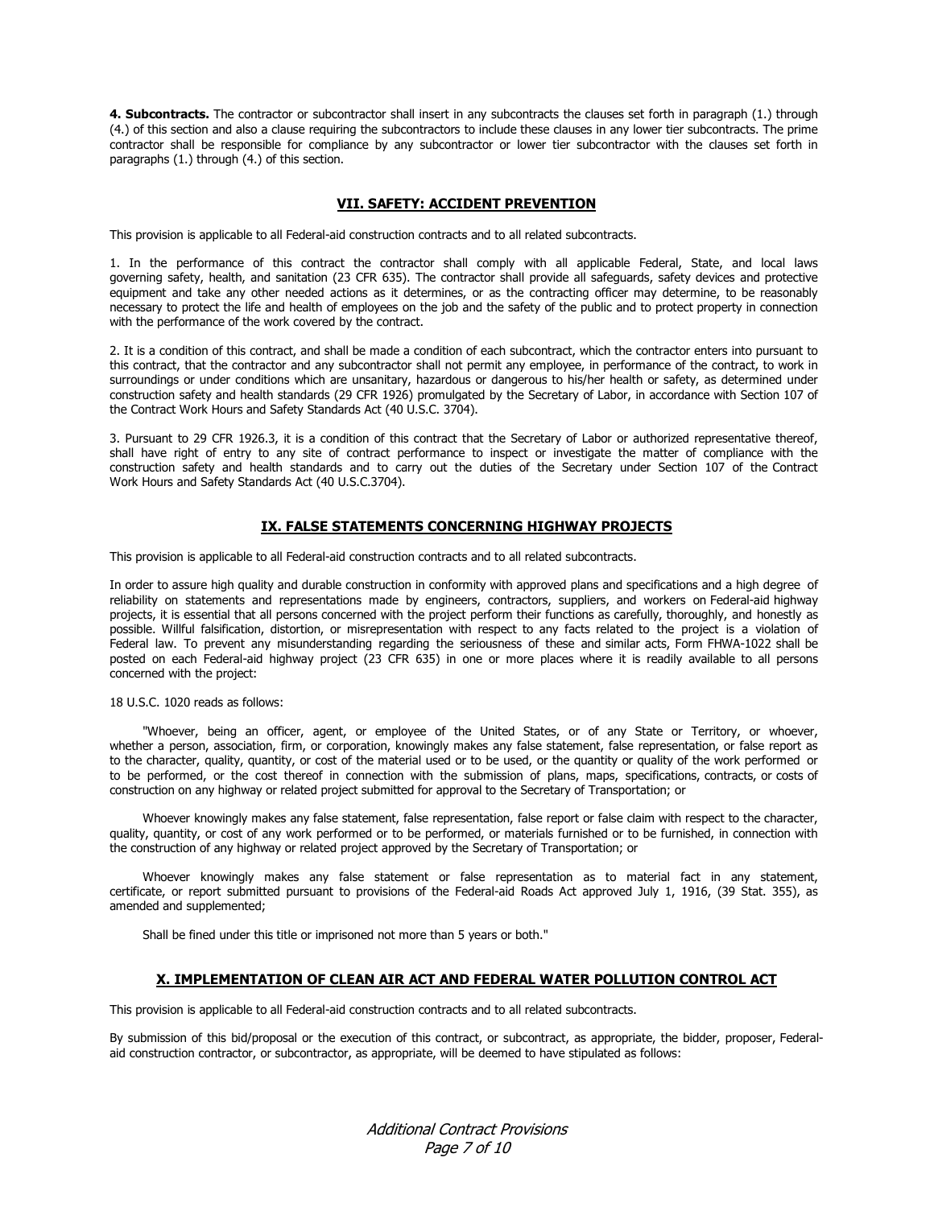**4. Subcontracts.** The contractor or subcontractor shall insert in any subcontracts the clauses set forth in paragraph (1.) through (4.) of this section and also a clause requiring the subcontractors to include these clauses in any lower tier subcontracts. The prime contractor shall be responsible for compliance by any subcontractor or lower tier subcontractor with the clauses set forth in paragraphs (1.) through (4.) of this section.

## VII. SAFETY: ACCIDENT PREVENTION

This provision is applicable to all Federal-aid construction contracts and to all related subcontracts.

1. In the performance of this contract the contractor shall comply with all applicable Federal, State, and local laws governing safety, health, and sanitation (23 CFR 635). The contractor shall provide all safeguards, safety devices and protective equipment and take any other needed actions as it determines, or as the contracting officer may determine, to be reasonably necessary to protect the life and health of employees on the job and the safety of the public and to protect property in connection with the performance of the work covered by the contract.

2. It is a condition of this contract, and shall be made a condition of each subcontract, which the contractor enters into pursuant to this contract, that the contractor and any subcontractor shall not permit any employee, in performance of the contract, to work in surroundings or under conditions which are unsanitary, hazardous or dangerous to his/her health or safety, as determined under construction safety and health standards (29 CFR 1926) promulgated by the Secretary of Labor, in accordance with Section 107 of the Contract Work Hours and Safety Standards Act (40 U.S.C. 3704).

3. Pursuant to 29 CFR 1926.3, it is a condition of this contract that the Secretary of Labor or authorized representative thereof, shall have right of entry to any site of contract performance to inspect or investigate the matter of compliance with the construction safety and health standards and to carry out the duties of the Secretary under Section 107 of the Contract Work Hours and Safety Standards Act (40 U.S.C.3704).

## IX. FALSE STATEMENTS CONCERNING HIGHWAY PROJECTS

This provision is applicable to all Federal-aid construction contracts and to all related subcontracts.

In order to assure high quality and durable construction in conformity with approved plans and specifications and a high degree of reliability on statements and representations made by engineers, contractors, suppliers, and workers on Federal-aid highway projects, it is essential that all persons concerned with the project perform their functions as carefully, thoroughly, and honestly as possible. Willful falsification, distortion, or misrepresentation with respect to any facts related to the project is a violation of Federal law. To prevent any misunderstanding regarding the seriousness of these and similar acts, Form FHWA-1022 shall be posted on each Federal-aid highway project (23 CFR 635) in one or more places where it is readily available to all persons concerned with the project:

18 U.S.C. 1020 reads as follows:

"Whoever, being an officer, agent, or employee of the United States, or of any State or Territory, or whoever, whether a person, association, firm, or corporation, knowingly makes any false statement, false representation, or false report as to the character, quality, quantity, or cost of the material used or to be used, or the quantity or quality of the work performed or to be performed, or the cost thereof in connection with the submission of plans, maps, specifications, contracts, or costs of construction on any highway or related project submitted for approval to the Secretary of Transportation; or

Whoever knowingly makes any false statement, false representation, false report or false claim with respect to the character, quality, quantity, or cost of any work performed or to be performed, or materials furnished or to be furnished, in connection with the construction of any highway or related project approved by the Secretary of Transportation; or

Whoever knowingly makes any false statement or false representation as to material fact in any statement, certificate, or report submitted pursuant to provisions of the Federal-aid Roads Act approved July 1, 1916, (39 Stat. 355), as amended and supplemented;

Shall be fined under this title or imprisoned not more than 5 years or both."

## X. IMPLEMENTATION OF CLEAN AIR ACT AND FEDERAL WATER POLLUTION CONTROL ACT

This provision is applicable to all Federal-aid construction contracts and to all related subcontracts.

By submission of this bid/proposal or the execution of this contract, or subcontract, as appropriate, the bidder, proposer, Federal-aid construction contractor, or subcontractor, as appropriate, will be deemed to have stipulated as follows: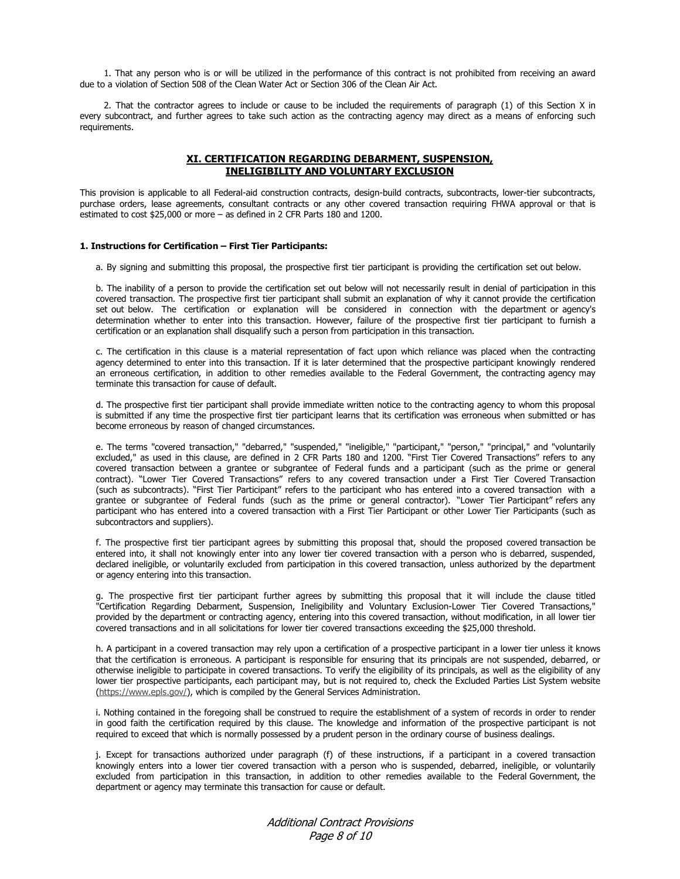1. That any person who is or will be utilized in the performance of this contract is not prohibited from receiving an award due to a violation of Section 508 of the Clean Water Act or Section 306 of the Clean Air Act.

2. That the contractor agrees to include or cause to be included the requirements of paragraph (1) of this Section X in every subcontract, and further agrees to take such action as the contracting agency may direct as a means of enforcing such requirements.

## XI. CERTIFICATION REGARDING DEBARMENT, SUSPENSION, INELIGIBILITY AND VOLUNTARY EXCLUSION

This provision is applicable to all Federal-aid construction contracts, design-build contracts, subcontracts, lower-tier subcontracts, purchase orders, lease agreements, consultant contracts or any other covered transaction requiring FHWA approval or that is estimated to cost $25,000 or more – as defined in 2 CFR Parts 180 and 1200.

**1. Instructions for Certification – First Tier Participants:**

a. By signing and submitting this proposal, the prospective first tier participant is providing the certification set out below.

b. The inability of a person to provide the certification set out below will not necessarily result in denial of participation in this covered transaction. The prospective first tier participant shall submit an explanation of why it cannot provide the certification set out below. The certification or explanation will be considered in connection with the department or agency's determination whether to enter into this transaction. However, failure of the prospective first tier participant to furnish a certification or an explanation shall disqualify such a person from participation in this transaction.

c. The certification in this clause is a material representation of fact upon which reliance was placed when the contracting agency determined to enter into this transaction. If it is later determined that the prospective participant knowingly rendered an erroneous certification, in addition to other remedies available to the Federal Government, the contracting agency may terminate this transaction for cause of default.

d. The prospective first tier participant shall provide immediate written notice to the contracting agency to whom this proposal is submitted if any time the prospective first tier participant learns that its certification was erroneous when submitted or has become erroneous by reason of changed circumstances.

e. The terms "covered transaction," "debarred," "suspended," "ineligible," "participant," "person," "principal," and "voluntarily excluded," as used in this clause, are defined in 2 CFR Parts 180 and 1200. "First Tier Covered Transactions" refers to any covered transaction between a grantee or subgrantee of Federal funds and a participant (such as the prime or general contract). "Lower Tier Covered Transactions" refers to any covered transaction under a First Tier Covered Transaction (such as subcontracts). "First Tier Participant" refers to the participant who has entered into a covered transaction with a grantee or subgrantee of Federal funds (such as the prime or general contractor). "Lower Tier Participant" refers any participant who has entered into a covered transaction with a First Tier Participant or other Lower Tier Participants (such as subcontractors and suppliers).

f. The prospective first tier participant agrees by submitting this proposal that, should the proposed covered transaction be entered into, it shall not knowingly enter into any lower tier covered transaction with a person who is debarred, suspended, declared ineligible, or voluntarily excluded from participation in this covered transaction, unless authorized by the department or agency entering into this transaction.

g. The prospective first tier participant further agrees by submitting this proposal that it will include the clause titled "Certification Regarding Debarment, Suspension, Ineligibility and Voluntary Exclusion-Lower Tier Covered Transactions," provided by the department or contracting agency, entering into this covered transaction, without modification, in all lower tier covered transactions and in all solicitations for lower tier covered transactions exceeding the $25,000 threshold.

h. A participant in a covered transaction may rely upon a certification of a prospective participant in a lower tier unless it knows that the certification is erroneous. A participant is responsible for ensuring that its principals are not suspended, debarred, or otherwise ineligible to participate in covered transactions. To verify the eligibility of its principals, as well as the eligibility of any lower tier prospective participants, each participant may, but is not required to, check the Excluded Parties List System website (https://www.epls.gov/), which is compiled by the General Services Administration.

i. Nothing contained in the foregoing shall be construed to require the establishment of a system of records in order to render in good faith the certification required by this clause. The knowledge and information of the prospective participant is not required to exceed that which is normally possessed by a prudent person in the ordinary course of business dealings.

j. Except for transactions authorized under paragraph (f) of these instructions, if a participant in a covered transaction knowingly enters into a lower tier covered transaction with a person who is suspended, debarred, ineligible, or voluntarily excluded from participation in this transaction, in addition to other remedies available to the Federal Government, the department or agency may terminate this transaction for cause or default.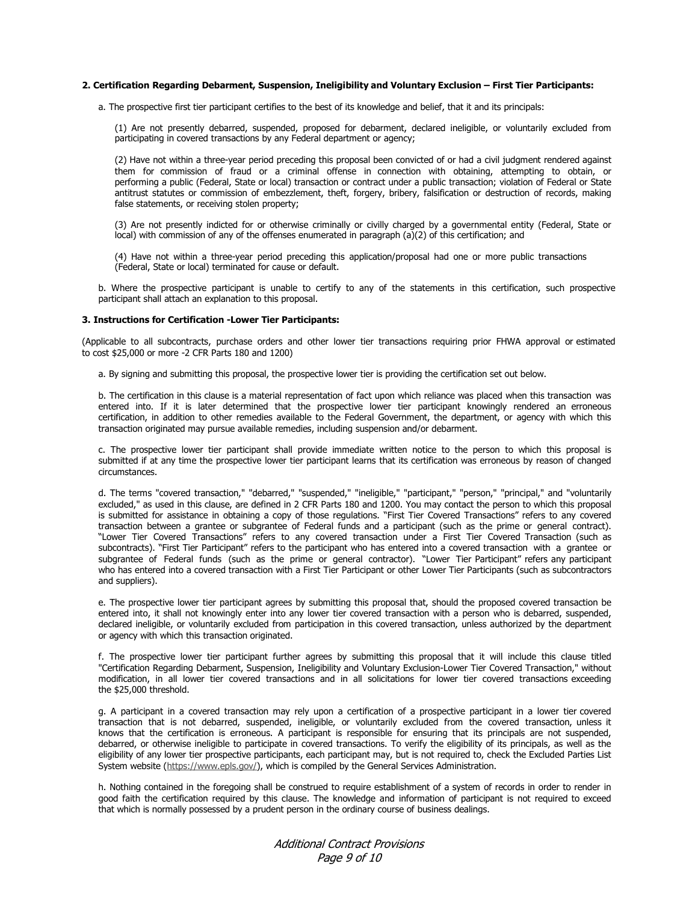**2. Certification Regarding Debarment, Suspension, Ineligibility and Voluntary Exclusion – First Tier Participants:**

a. The prospective first tier participant certifies to the best of its knowledge and belief, that it and its principals:

(1) Are not presently debarred, suspended, proposed for debarment, declared ineligible, or voluntarily excluded from participating in covered transactions by any Federal department or agency;

(2) Have not within a three-year period preceding this proposal been convicted of or had a civil judgment rendered against them for commission of fraud or a criminal offense in connection with obtaining, attempting to obtain, or performing a public (Federal, State or local) transaction or contract under a public transaction; violation of Federal or State antitrust statutes or commission of embezzlement, theft, forgery, bribery, falsification or destruction of records, making false statements, or receiving stolen property;

(3) Are not presently indicted for or otherwise criminally or civilly charged by a governmental entity (Federal, State or local) with commission of any of the offenses enumerated in paragraph (a)(2) of this certification; and

(4) Have not within a three-year period preceding this application/proposal had one or more public transactions (Federal, State or local) terminated for cause or default.

b. Where the prospective participant is unable to certify to any of the statements in this certification, such prospective participant shall attach an explanation to this proposal.

**3. Instructions for Certification -Lower Tier Participants:**

(Applicable to all subcontracts, purchase orders and other lower tier transactions requiring prior FHWA approval or estimated to cost $25,000 or more -2 CFR Parts 180 and 1200)

a. By signing and submitting this proposal, the prospective lower tier is providing the certification set out below.

b. The certification in this clause is a material representation of fact upon which reliance was placed when this transaction was entered into. If it is later determined that the prospective lower tier participant knowingly rendered an erroneous certification, in addition to other remedies available to the Federal Government, the department, or agency with which this transaction originated may pursue available remedies, including suspension and/or debarment.

c. The prospective lower tier participant shall provide immediate written notice to the person to which this proposal is submitted if at any time the prospective lower tier participant learns that its certification was erroneous by reason of changed circumstances.

d. The terms "covered transaction," "debarred," "suspended," "ineligible," "participant," "person," "principal," and "voluntarily excluded," as used in this clause, are defined in 2 CFR Parts 180 and 1200. You may contact the person to which this proposal is submitted for assistance in obtaining a copy of those regulations. "First Tier Covered Transactions" refers to any covered transaction between a grantee or subgrantee of Federal funds and a participant (such as the prime or general contract). "Lower Tier Covered Transactions" refers to any covered transaction under a First Tier Covered Transaction (such as subcontracts). "First Tier Participant" refers to the participant who has entered into a covered transaction with a grantee or subgrantee of Federal funds (such as the prime or general contractor). "Lower Tier Participant" refers any participant who has entered into a covered transaction with a First Tier Participant or other Lower Tier Participants (such as subcontractors and suppliers).

e. The prospective lower tier participant agrees by submitting this proposal that, should the proposed covered transaction be entered into, it shall not knowingly enter into any lower tier covered transaction with a person who is debarred, suspended, declared ineligible, or voluntarily excluded from participation in this covered transaction, unless authorized by the department or agency with which this transaction originated.

f. The prospective lower tier participant further agrees by submitting this proposal that it will include this clause titled "Certification Regarding Debarment, Suspension, Ineligibility and Voluntary Exclusion-Lower Tier Covered Transaction," without modification, in all lower tier covered transactions and in all solicitations for lower tier covered transactions exceeding the $25,000 threshold.

g. A participant in a covered transaction may rely upon a certification of a prospective participant in a lower tier covered transaction that is not debarred, suspended, ineligible, or voluntarily excluded from the covered transaction, unless it knows that the certification is erroneous. A participant is responsible for ensuring that its principals are not suspended, debarred, or otherwise ineligible to participate in covered transactions. To verify the eligibility of its principals, as well as the eligibility of any lower tier prospective participants, each participant may, but is not required to, check the Excluded Parties List System website (https://www.epls.gov/), which is compiled by the General Services Administration.

h. Nothing contained in the foregoing shall be construed to require establishment of a system of records in order to render in good faith the certification required by this clause. The knowledge and information of participant is not required to exceed that which is normally possessed by a prudent person in the ordinary course of business dealings.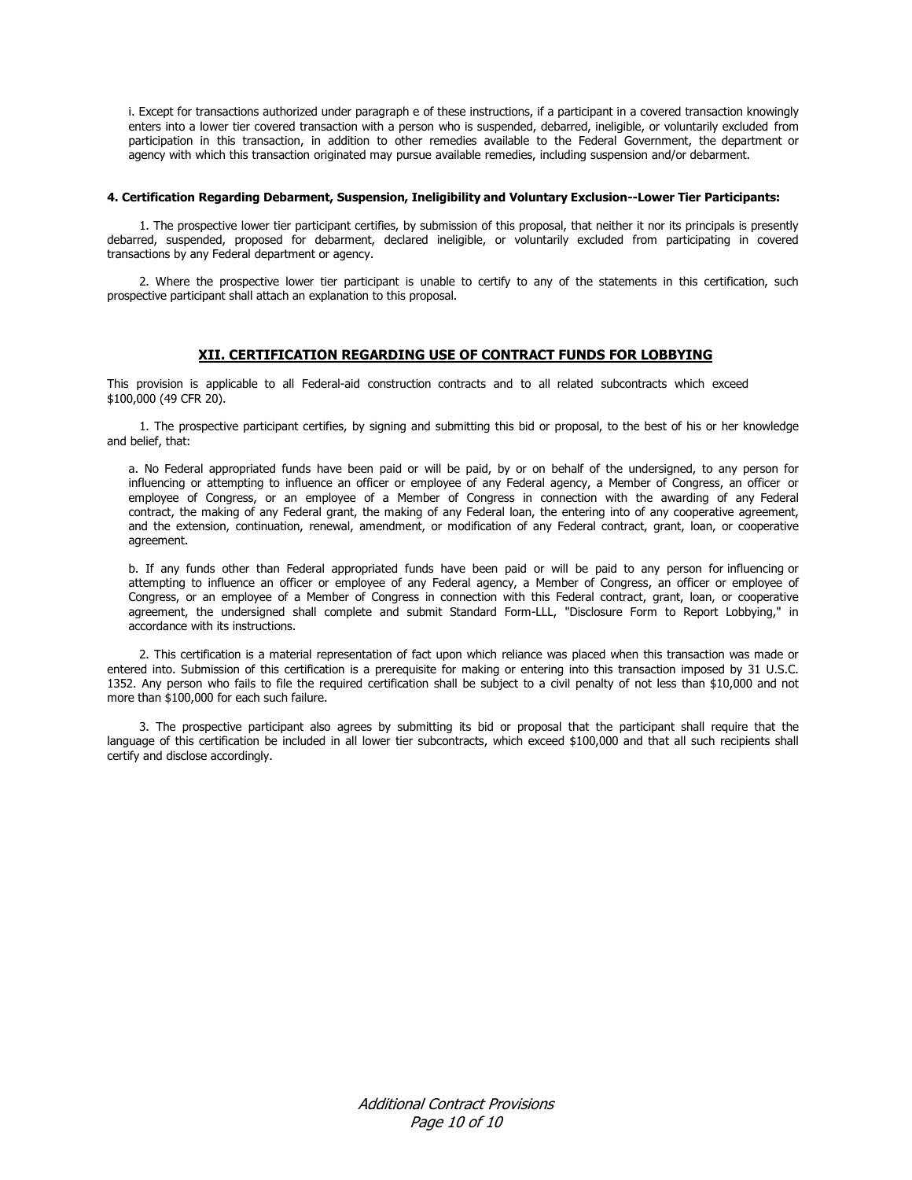i. Except for transactions authorized under paragraph e of these instructions, if a participant in a covered transaction knowingly enters into a lower tier covered transaction with a person who is suspended, debarred, ineligible, or voluntarily excluded from participation in this transaction, in addition to other remedies available to the Federal Government, the department or agency with which this transaction originated may pursue available remedies, including suspension and/or debarment.

**4. Certification Regarding Debarment, Suspension, Ineligibility and Voluntary Exclusion--Lower Tier Participants:**

1. The prospective lower tier participant certifies, by submission of this proposal, that neither it nor its principals is presently debarred, suspended, proposed for debarment, declared ineligible, or voluntarily excluded from participating in covered transactions by any Federal department or agency.

2. Where the prospective lower tier participant is unable to certify to any of the statements in this certification, such prospective participant shall attach an explanation to this proposal.

## XII. CERTIFICATION REGARDING USE OF CONTRACT FUNDS FOR LOBBYING

This provision is applicable to all Federal-aid construction contracts and to all related subcontracts which exceed $100,000 (49 CFR 20).

1. The prospective participant certifies, by signing and submitting this bid or proposal, to the best of his or her knowledge and belief, that:

a. No Federal appropriated funds have been paid or will be paid, by or on behalf of the undersigned, to any person for influencing or attempting to influence an officer or employee of any Federal agency, a Member of Congress, an officer or employee of Congress, or an employee of a Member of Congress in connection with the awarding of any Federal contract, the making of any Federal grant, the making of any Federal loan, the entering into of any cooperative agreement, and the extension, continuation, renewal, amendment, or modification of any Federal contract, grant, loan, or cooperative agreement.

b. If any funds other than Federal appropriated funds have been paid or will be paid to any person for influencing or attempting to influence an officer or employee of any Federal agency, a Member of Congress, an officer or employee of Congress, or an employee of a Member of Congress in connection with this Federal contract, grant, loan, or cooperative agreement, the undersigned shall complete and submit Standard Form-LLL, "Disclosure Form to Report Lobbying," in accordance with its instructions.

2. This certification is a material representation of fact upon which reliance was placed when this transaction was made or entered into. Submission of this certification is a prerequisite for making or entering into this transaction imposed by 31 U.S.C. 1352. Any person who fails to file the required certification shall be subject to a civil penalty of not less than $10,000 and not more than $100,000 for each such failure.

3. The prospective participant also agrees by submitting its bid or proposal that the participant shall require that the language of this certification be included in all lower tier subcontracts, which exceed $100,000 and that all such recipients shall certify and disclose accordingly.